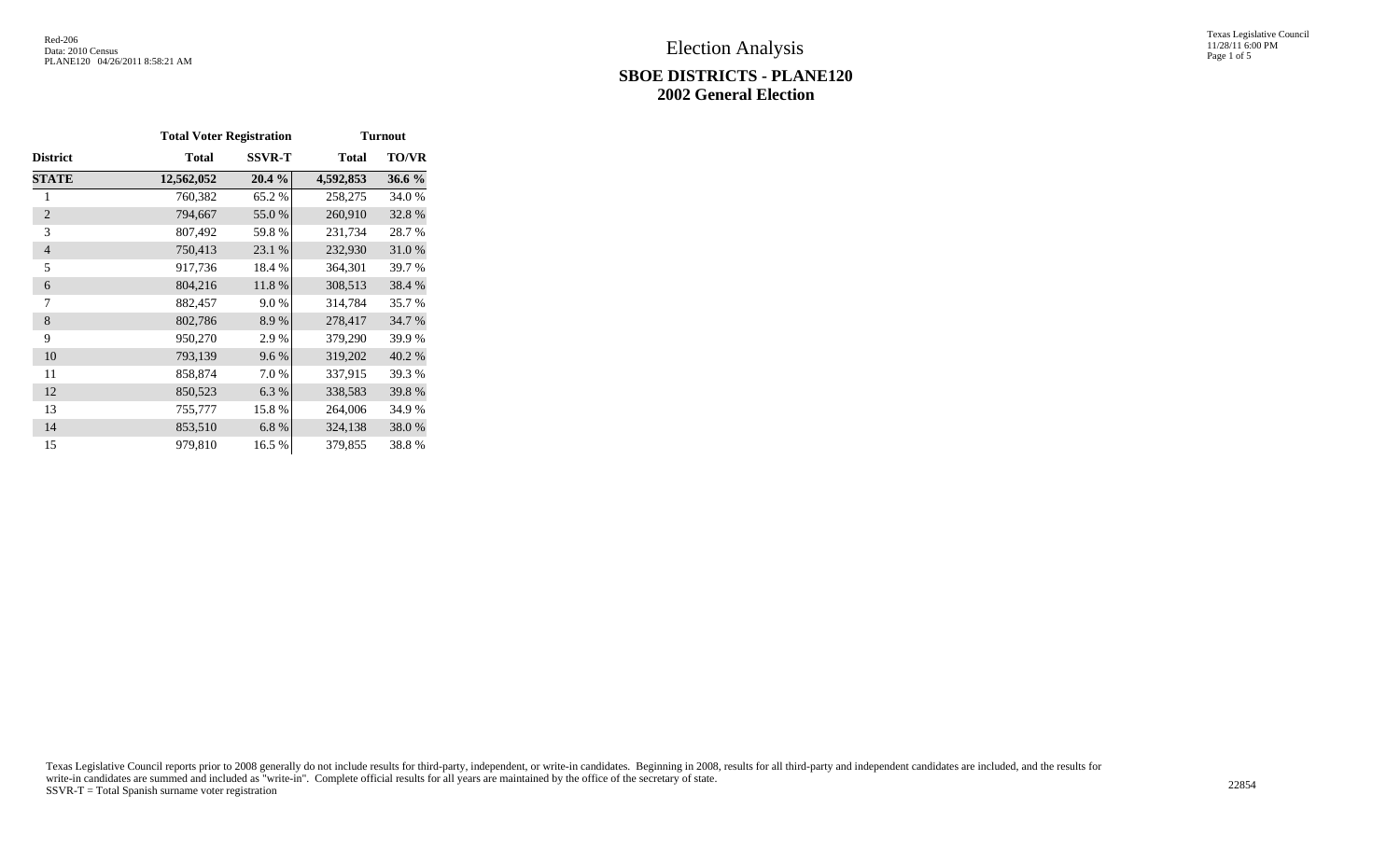# Election Analysis

## SBOE DISTRICTS - PLANE120
## 2002 General Election

| | Total Voter Registration | | Turnout | |
|---|---|---|---|---|
| **District** | **Total** | **SSVR-T** | **Total** | **TO/VR** |
| **STATE** | **12,562,052** | **20.4 %** | **4,592,853** | **36.6 %** |
| 1 | 760,382 | 65.2 % | 258,275 | 34.0 % |
| 2 | 794,667 | 55.0 % | 260,910 | 32.8 % |
| 3 | 807,492 | 59.8 % | 231,734 | 28.7 % |
| 4 | 750,413 | 23.1 % | 232,930 | 31.0 % |
| 5 | 917,736 | 18.4 % | 364,301 | 39.7 % |
| 6 | 804,216 | 11.8 % | 308,513 | 38.4 % |
| 7 | 882,457 | 9.0 % | 314,784 | 35.7 % |
| 8 | 802,786 | 8.9 % | 278,417 | 34.7 % |
| 9 | 950,270 | 2.9 % | 379,290 | 39.9 % |
| 10 | 793,139 | 9.6 % | 319,202 | 40.2 % |
| 11 | 858,874 | 7.0 % | 337,915 | 39.3 % |
| 12 | 850,523 | 6.3 % | 338,583 | 39.8 % |
| 13 | 755,777 | 15.8 % | 264,006 | 34.9 % |
| 14 | 853,510 | 6.8 % | 324,138 | 38.0 % |
| 15 | 979,810 | 16.5 % | 379,855 | 38.8 % |

Texas Legislative Council reports prior to 2008 generally do not include results for third-party, independent, or write-in candidates. Beginning in 2008, results for all third-party and independent candidates are included, and the results for write-in candidates are summed and included as "write-in". Complete official results for all years are maintained by the office of the secretary of state.
SSVR-T = Total Spanish surname voter registration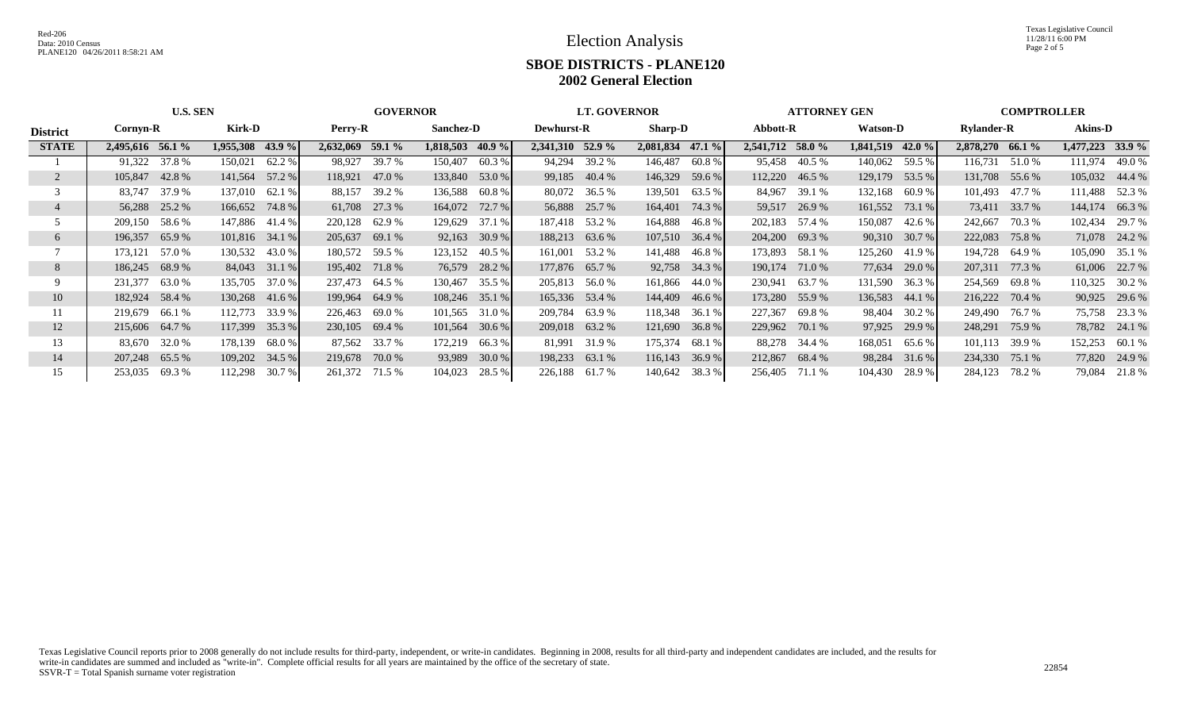# Election Analysis

## SBOE DISTRICTS - PLANE120
## 2002 General Election

| District | U.S. SEN | | | | GOVERNOR | | | | LT. GOVERNOR | | | | ATTORNEY GEN | | | | COMPTROLLER | | | |
|---|---|---|---|---|---|---|---|---|---|---|---|---|---|---|---|---|---|---|---|---|
| | Cornyn-R | | Kirk-D | | Perry-R | | Sanchez-D | | Dewhurst-R | | Sharp-D | | Abbott-R | | Watson-D | | Rylander-R | | Akins-D | |
| **STATE** | **2,495,616** | **56.1 %** | **1,955,308** | **43.9 %** | **2,632,069** | **59.1 %** | **1,818,503** | **40.9 %** | **2,341,310** | **52.9 %** | **2,081,834** | **47.1 %** | **2,541,712** | **58.0 %** | **1,841,519** | **42.0 %** | **2,878,270** | **66.1 %** | **1,477,223** | **33.9 %** |
| 1 | 91,322 | 37.8 % | 150,021 | 62.2 % | 98,927 | 39.7 % | 150,407 | 60.3 % | 94,294 | 39.2 % | 146,487 | 60.8 % | 95,458 | 40.5 % | 140,062 | 59.5 % | 116,731 | 51.0 % | 111,974 | 49.0 % |
| 2 | 105,847 | 42.8 % | 141,564 | 57.2 % | 118,921 | 47.0 % | 133,840 | 53.0 % | 99,185 | 40.4 % | 146,329 | 59.6 % | 112,220 | 46.5 % | 129,179 | 53.5 % | 131,708 | 55.6 % | 105,032 | 44.4 % |
| 3 | 83,747 | 37.9 % | 137,010 | 62.1 % | 88,157 | 39.2 % | 136,588 | 60.8 % | 80,072 | 36.5 % | 139,501 | 63.5 % | 84,967 | 39.1 % | 132,168 | 60.9 % | 101,493 | 47.7 % | 111,488 | 52.3 % |
| 4 | 56,288 | 25.2 % | 166,652 | 74.8 % | 61,708 | 27.3 % | 164,072 | 72.7 % | 56,888 | 25.7 % | 164,401 | 74.3 % | 59,517 | 26.9 % | 161,552 | 73.1 % | 73,411 | 33.7 % | 144,174 | 66.3 % |
| 5 | 209,150 | 58.6 % | 147,886 | 41.4 % | 220,128 | 62.9 % | 129,629 | 37.1 % | 187,418 | 53.2 % | 164,888 | 46.8 % | 202,183 | 57.4 % | 150,087 | 42.6 % | 242,667 | 70.3 % | 102,434 | 29.7 % |
| 6 | 196,357 | 65.9 % | 101,816 | 34.1 % | 205,637 | 69.1 % | 92,163 | 30.9 % | 188,213 | 63.6 % | 107,510 | 36.4 % | 204,200 | 69.3 % | 90,310 | 30.7 % | 222,083 | 75.8 % | 71,078 | 24.2 % |
| 7 | 173,121 | 57.0 % | 130,532 | 43.0 % | 180,572 | 59.5 % | 123,152 | 40.5 % | 161,001 | 53.2 % | 141,488 | 46.8 % | 173,893 | 58.1 % | 125,260 | 41.9 % | 194,728 | 64.9 % | 105,090 | 35.1 % |
| 8 | 186,245 | 68.9 % | 84,043 | 31.1 % | 195,402 | 71.8 % | 76,579 | 28.2 % | 177,876 | 65.7 % | 92,758 | 34.3 % | 190,174 | 71.0 % | 77,634 | 29.0 % | 207,311 | 77.3 % | 61,006 | 22.7 % |
| 9 | 231,377 | 63.0 % | 135,705 | 37.0 % | 237,473 | 64.5 % | 130,467 | 35.5 % | 205,813 | 56.0 % | 161,866 | 44.0 % | 230,941 | 63.7 % | 131,590 | 36.3 % | 254,569 | 69.8 % | 110,325 | 30.2 % |
| 10 | 182,924 | 58.4 % | 130,268 | 41.6 % | 199,964 | 64.9 % | 108,246 | 35.1 % | 165,336 | 53.4 % | 144,409 | 46.6 % | 173,280 | 55.9 % | 136,583 | 44.1 % | 216,222 | 70.4 % | 90,925 | 29.6 % |
| 11 | 219,679 | 66.1 % | 112,773 | 33.9 % | 226,463 | 69.0 % | 101,565 | 31.0 % | 209,784 | 63.9 % | 118,348 | 36.1 % | 227,367 | 69.8 % | 98,404 | 30.2 % | 249,490 | 76.7 % | 75,758 | 23.3 % |
| 12 | 215,606 | 64.7 % | 117,399 | 35.3 % | 230,105 | 69.4 % | 101,564 | 30.6 % | 209,018 | 63.2 % | 121,690 | 36.8 % | 229,962 | 70.1 % | 97,925 | 29.9 % | 248,291 | 75.9 % | 78,782 | 24.1 % |
| 13 | 83,670 | 32.0 % | 178,139 | 68.0 % | 87,562 | 33.7 % | 172,219 | 66.3 % | 81,991 | 31.9 % | 175,374 | 68.1 % | 88,278 | 34.4 % | 168,051 | 65.6 % | 101,113 | 39.9 % | 152,253 | 60.1 % |
| 14 | 207,248 | 65.5 % | 109,202 | 34.5 % | 219,678 | 70.0 % | 93,989 | 30.0 % | 198,233 | 63.1 % | 116,143 | 36.9 % | 212,867 | 68.4 % | 98,284 | 31.6 % | 234,330 | 75.1 % | 77,820 | 24.9 % |
| 15 | 253,035 | 69.3 % | 112,298 | 30.7 % | 261,372 | 71.5 % | 104,023 | 28.5 % | 226,188 | 61.7 % | 140,642 | 38.3 % | 256,405 | 71.1 % | 104,430 | 28.9 % | 284,123 | 78.2 % | 79,084 | 21.8 % |

Texas Legislative Council reports prior to 2008 generally do not include results for third-party, independent, or write-in candidates. Beginning in 2008, results for all third-party and independent candidates are included, and the results for write-in candidates are summed and included as "write-in". Complete official results for all years are maintained by the office of the secretary of state.
SSVR-T = Total Spanish surname voter registration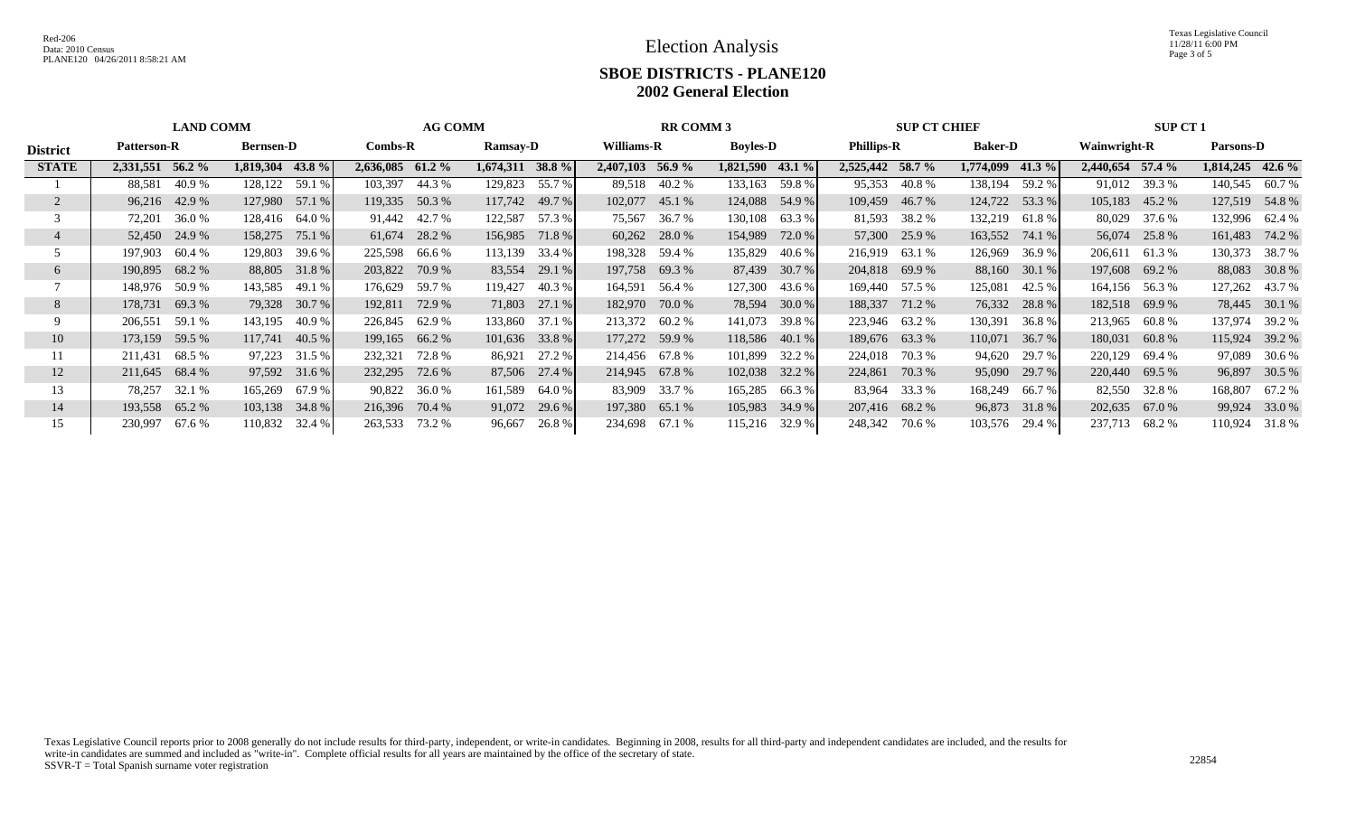# Election Analysis

## SBOE DISTRICTS - PLANE120
## 2002 General Election

| District | LAND COMM | | | | AG COMM | | | | RR COMM 3 | | | | SUP CT CHIEF | | | | SUP CT 1 | | | |
|---|---|---|---|---|---|---|---|---|---|---|---|---|---|---|---|---|---|---|---|---|
| | Patterson-R | | Bernsen-D | | Combs-R | | Ramsay-D | | Williams-R | | Boyles-D | | Phillips-R | | Baker-D | | Wainwright-R | | Parsons-D | |
| **STATE** | **2,331,551** | **56.2 %** | **1,819,304** | **43.8 %** | **2,636,085** | **61.2 %** | **1,674,311** | **38.8 %** | **2,407,103** | **56.9 %** | **1,821,590** | **43.1 %** | **2,525,442** | **58.7 %** | **1,774,099** | **41.3 %** | **2,440,654** | **57.4 %** | **1,814,245** | **42.6 %** |
| 1 | 88,581 | 40.9 % | 128,122 | 59.1 % | 103,397 | 44.3 % | 129,823 | 55.7 % | 89,518 | 40.2 % | 133,163 | 59.8 % | 95,353 | 40.8 % | 138,194 | 59.2 % | 91,012 | 39.3 % | 140,545 | 60.7 % |
| 2 | 96,216 | 42.9 % | 127,980 | 57.1 % | 119,335 | 50.3 % | 117,742 | 49.7 % | 102,077 | 45.1 % | 124,088 | 54.9 % | 109,459 | 46.7 % | 124,722 | 53.3 % | 105,183 | 45.2 % | 127,519 | 54.8 % |
| 3 | 72,201 | 36.0 % | 128,416 | 64.0 % | 91,442 | 42.7 % | 122,587 | 57.3 % | 75,567 | 36.7 % | 130,108 | 63.3 % | 81,593 | 38.2 % | 132,219 | 61.8 % | 80,029 | 37.6 % | 132,996 | 62.4 % |
| 4 | 52,450 | 24.9 % | 158,275 | 75.1 % | 61,674 | 28.2 % | 156,985 | 71.8 % | 60,262 | 28.0 % | 154,989 | 72.0 % | 57,300 | 25.9 % | 163,552 | 74.1 % | 56,074 | 25.8 % | 161,483 | 74.2 % |
| 5 | 197,903 | 60.4 % | 129,803 | 39.6 % | 225,598 | 66.6 % | 113,139 | 33.4 % | 198,328 | 59.4 % | 135,829 | 40.6 % | 216,919 | 63.1 % | 126,969 | 36.9 % | 206,611 | 61.3 % | 130,373 | 38.7 % |
| 6 | 190,895 | 68.2 % | 88,805 | 31.8 % | 203,822 | 70.9 % | 83,554 | 29.1 % | 197,758 | 69.3 % | 87,439 | 30.7 % | 204,818 | 69.9 % | 88,160 | 30.1 % | 197,608 | 69.2 % | 88,083 | 30.8 % |
| 7 | 148,976 | 50.9 % | 143,585 | 49.1 % | 176,629 | 59.7 % | 119,427 | 40.3 % | 164,591 | 56.4 % | 127,300 | 43.6 % | 169,440 | 57.5 % | 125,081 | 42.5 % | 164,156 | 56.3 % | 127,262 | 43.7 % |
| 8 | 178,731 | 69.3 % | 79,328 | 30.7 % | 192,811 | 72.9 % | 71,803 | 27.1 % | 182,970 | 70.0 % | 78,594 | 30.0 % | 188,337 | 71.2 % | 76,332 | 28.8 % | 182,518 | 69.9 % | 78,445 | 30.1 % |
| 9 | 206,551 | 59.1 % | 143,195 | 40.9 % | 226,845 | 62.9 % | 133,860 | 37.1 % | 213,372 | 60.2 % | 141,073 | 39.8 % | 223,946 | 63.2 % | 130,391 | 36.8 % | 213,965 | 60.8 % | 137,974 | 39.2 % |
| 10 | 173,159 | 59.5 % | 117,741 | 40.5 % | 199,165 | 66.2 % | 101,636 | 33.8 % | 177,272 | 59.9 % | 118,586 | 40.1 % | 189,676 | 63.3 % | 110,071 | 36.7 % | 180,031 | 60.8 % | 115,924 | 39.2 % |
| 11 | 211,431 | 68.5 % | 97,223 | 31.5 % | 232,321 | 72.8 % | 86,921 | 27.2 % | 214,456 | 67.8 % | 101,899 | 32.2 % | 224,018 | 70.3 % | 94,620 | 29.7 % | 220,129 | 69.4 % | 97,089 | 30.6 % |
| 12 | 211,645 | 68.4 % | 97,592 | 31.6 % | 232,295 | 72.6 % | 87,506 | 27.4 % | 214,945 | 67.8 % | 102,038 | 32.2 % | 224,861 | 70.3 % | 95,090 | 29.7 % | 220,440 | 69.5 % | 96,897 | 30.5 % |
| 13 | 78,257 | 32.1 % | 165,269 | 67.9 % | 90,822 | 36.0 % | 161,589 | 64.0 % | 83,909 | 33.7 % | 165,285 | 66.3 % | 83,964 | 33.3 % | 168,249 | 66.7 % | 82,550 | 32.8 % | 168,807 | 67.2 % |
| 14 | 193,558 | 65.2 % | 103,138 | 34.8 % | 216,396 | 70.4 % | 91,072 | 29.6 % | 197,380 | 65.1 % | 105,983 | 34.9 % | 207,416 | 68.2 % | 96,873 | 31.8 % | 202,635 | 67.0 % | 99,924 | 33.0 % |
| 15 | 230,997 | 67.6 % | 110,832 | 32.4 % | 263,533 | 73.2 % | 96,667 | 26.8 % | 234,698 | 67.1 % | 115,216 | 32.9 % | 248,342 | 70.6 % | 103,576 | 29.4 % | 237,713 | 68.2 % | 110,924 | 31.8 % |

Texas Legislative Council reports prior to 2008 generally do not include results for third-party, independent, or write-in candidates. Beginning in 2008, results for all third-party and independent candidates are included, and the results for write-in candidates are summed and included as "write-in". Complete official results for all years are maintained by the office of the secretary of state.
SSVR-T = Total Spanish surname voter registration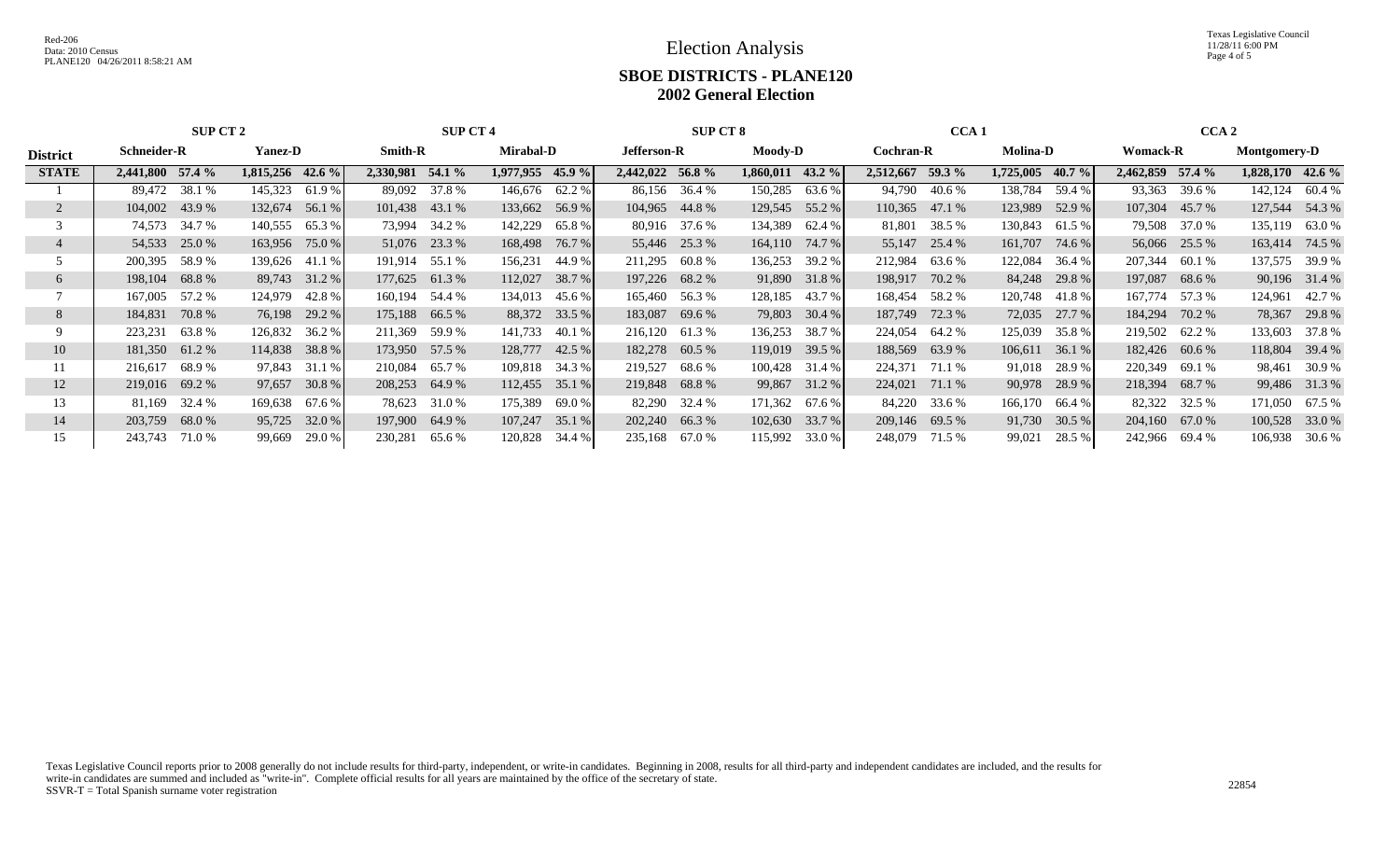Red-206
Data: 2010 Census
PLANE120 04/26/2011 8:58:21 AM

# Election Analysis

## SBOE DISTRICTS - PLANE120
## 2002 General Election

| | SUP CT 2 | | | | SUP CT 4 | | | | SUP CT 8 | | | | CCA 1 | | | | CCA 2 | | | |
|---|---|---|---|---|---|---|---|---|---|---|---|---|---|---|---|---|---|---|---|---|
| **District** | **Schneider-R** | | **Yanez-D** | | **Smith-R** | | **Mirabal-D** | | **Jefferson-R** | | **Moody-D** | | **Cochran-R** | | **Molina-D** | | **Womack-R** | | **Montgomery-D** | |
| **STATE** | **2,441,800** | **57.4 %** | **1,815,256** | **42.6 %** | **2,330,981** | **54.1 %** | **1,977,955** | **45.9 %** | **2,442,022** | **56.8 %** | **1,860,011** | **43.2 %** | **2,512,667** | **59.3 %** | **1,725,005** | **40.7 %** | **2,462,859** | **57.4 %** | **1,828,170** | **42.6 %** |
| 1 | 89,472 | 38.1 % | 145,323 | 61.9 % | 89,092 | 37.8 % | 146,676 | 62.2 % | 86,156 | 36.4 % | 150,285 | 63.6 % | 94,790 | 40.6 % | 138,784 | 59.4 % | 93,363 | 39.6 % | 142,124 | 60.4 % |
| 2 | 104,002 | 43.9 % | 132,674 | 56.1 % | 101,438 | 43.1 % | 133,662 | 56.9 % | 104,965 | 44.8 % | 129,545 | 55.2 % | 110,365 | 47.1 % | 123,989 | 52.9 % | 107,304 | 45.7 % | 127,544 | 54.3 % |
| 3 | 74,573 | 34.7 % | 140,555 | 65.3 % | 73,994 | 34.2 % | 142,229 | 65.8 % | 80,916 | 37.6 % | 134,389 | 62.4 % | 81,801 | 38.5 % | 130,843 | 61.5 % | 79,508 | 37.0 % | 135,119 | 63.0 % |
| 4 | 54,533 | 25.0 % | 163,956 | 75.0 % | 51,076 | 23.3 % | 168,498 | 76.7 % | 55,446 | 25.3 % | 164,110 | 74.7 % | 55,147 | 25.4 % | 161,707 | 74.6 % | 56,066 | 25.5 % | 163,414 | 74.5 % |
| 5 | 200,395 | 58.9 % | 139,626 | 41.1 % | 191,914 | 55.1 % | 156,231 | 44.9 % | 211,295 | 60.8 % | 136,253 | 39.2 % | 212,984 | 63.6 % | 122,084 | 36.4 % | 207,344 | 60.1 % | 137,575 | 39.9 % |
| 6 | 198,104 | 68.8 % | 89,743 | 31.2 % | 177,625 | 61.3 % | 112,027 | 38.7 % | 197,226 | 68.2 % | 91,890 | 31.8 % | 198,917 | 70.2 % | 84,248 | 29.8 % | 197,087 | 68.6 % | 90,196 | 31.4 % |
| 7 | 167,005 | 57.2 % | 124,979 | 42.8 % | 160,194 | 54.4 % | 134,013 | 45.6 % | 165,460 | 56.3 % | 128,185 | 43.7 % | 168,454 | 58.2 % | 120,748 | 41.8 % | 167,774 | 57.3 % | 124,961 | 42.7 % |
| 8 | 184,831 | 70.8 % | 76,198 | 29.2 % | 175,188 | 66.5 % | 88,372 | 33.5 % | 183,087 | 69.6 % | 79,803 | 30.4 % | 187,749 | 72.3 % | 72,035 | 27.7 % | 184,294 | 70.2 % | 78,367 | 29.8 % |
| 9 | 223,231 | 63.8 % | 126,832 | 36.2 % | 211,369 | 59.9 % | 141,733 | 40.1 % | 216,120 | 61.3 % | 136,253 | 38.7 % | 224,054 | 64.2 % | 125,039 | 35.8 % | 219,502 | 62.2 % | 133,603 | 37.8 % |
| 10 | 181,350 | 61.2 % | 114,838 | 38.8 % | 173,950 | 57.5 % | 128,777 | 42.5 % | 182,278 | 60.5 % | 119,019 | 39.5 % | 188,569 | 63.9 % | 106,611 | 36.1 % | 182,426 | 60.6 % | 118,804 | 39.4 % |
| 11 | 216,617 | 68.9 % | 97,843 | 31.1 % | 210,084 | 65.7 % | 109,818 | 34.3 % | 219,527 | 68.6 % | 100,428 | 31.4 % | 224,371 | 71.1 % | 91,018 | 28.9 % | 220,349 | 69.1 % | 98,461 | 30.9 % |
| 12 | 219,016 | 69.2 % | 97,657 | 30.8 % | 208,253 | 64.9 % | 112,455 | 35.1 % | 219,848 | 68.8 % | 99,867 | 31.2 % | 224,021 | 71.1 % | 90,978 | 28.9 % | 218,394 | 68.7 % | 99,486 | 31.3 % |
| 13 | 81,169 | 32.4 % | 169,638 | 67.6 % | 78,623 | 31.0 % | 175,389 | 69.0 % | 82,290 | 32.4 % | 171,362 | 67.6 % | 84,220 | 33.6 % | 166,170 | 66.4 % | 82,322 | 32.5 % | 171,050 | 67.5 % |
| 14 | 203,759 | 68.0 % | 95,725 | 32.0 % | 197,900 | 64.9 % | 107,247 | 35.1 % | 202,240 | 66.3 % | 102,630 | 33.7 % | 209,146 | 69.5 % | 91,730 | 30.5 % | 204,160 | 67.0 % | 100,528 | 33.0 % |
| 15 | 243,743 | 71.0 % | 99,669 | 29.0 % | 230,281 | 65.6 % | 120,828 | 34.4 % | 235,168 | 67.0 % | 115,992 | 33.0 % | 248,079 | 71.5 % | 99,021 | 28.5 % | 242,966 | 69.4 % | 106,938 | 30.6 % |

Texas Legislative Council reports prior to 2008 generally do not include results for third-party, independent, or write-in candidates. Beginning in 2008, results for all third-party and independent candidates are included, and the results for write-in candidates are summed and included as "write-in". Complete official results for all years are maintained by the office of the secretary of state.
SSVR-T = Total Spanish surname voter registration

22854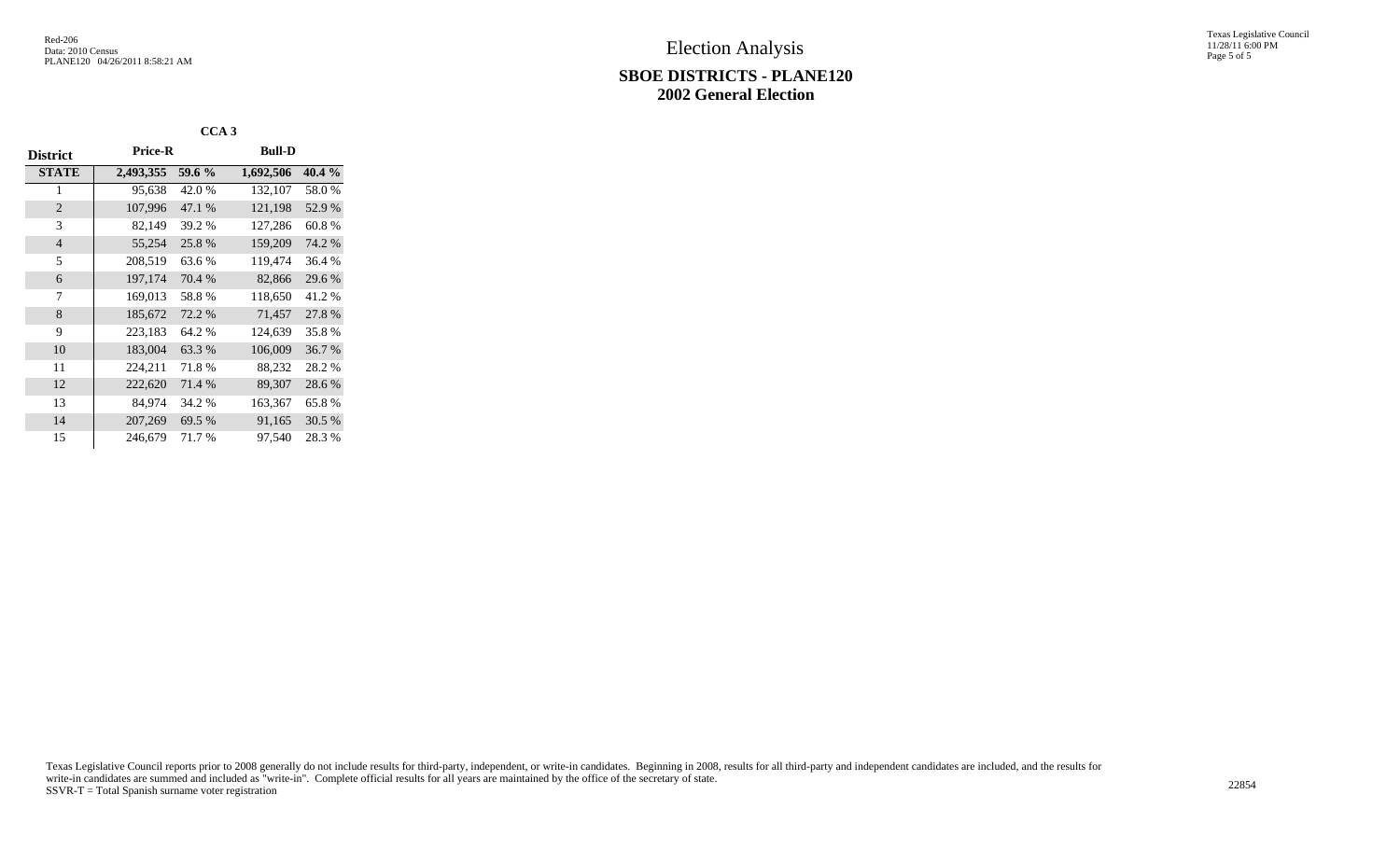# Election Analysis

## SBOE DISTRICTS - PLANE120
## 2002 General Election

| | CCA 3 | | | |
|---|---|---|---|---|
| **District** | **Price-R** | | **Bull-D** | |
| **STATE** | **2,493,355** | **59.6 %** | **1,692,506** | **40.4 %** |
| 1 | 95,638 | 42.0 % | 132,107 | 58.0 % |
| 2 | 107,996 | 47.1 % | 121,198 | 52.9 % |
| 3 | 82,149 | 39.2 % | 127,286 | 60.8 % |
| 4 | 55,254 | 25.8 % | 159,209 | 74.2 % |
| 5 | 208,519 | 63.6 % | 119,474 | 36.4 % |
| 6 | 197,174 | 70.4 % | 82,866 | 29.6 % |
| 7 | 169,013 | 58.8 % | 118,650 | 41.2 % |
| 8 | 185,672 | 72.2 % | 71,457 | 27.8 % |
| 9 | 223,183 | 64.2 % | 124,639 | 35.8 % |
| 10 | 183,004 | 63.3 % | 106,009 | 36.7 % |
| 11 | 224,211 | 71.8 % | 88,232 | 28.2 % |
| 12 | 222,620 | 71.4 % | 89,307 | 28.6 % |
| 13 | 84,974 | 34.2 % | 163,367 | 65.8 % |
| 14 | 207,269 | 69.5 % | 91,165 | 30.5 % |
| 15 | 246,679 | 71.7 % | 97,540 | 28.3 % |

Texas Legislative Council reports prior to 2008 generally do not include results for third-party, independent, or write-in candidates. Beginning in 2008, results for all third-party and independent candidates are included, and the results for write-in candidates are summed and included as "write-in". Complete official results for all years are maintained by the office of the secretary of state.
SSVR-T = Total Spanish surname voter registration